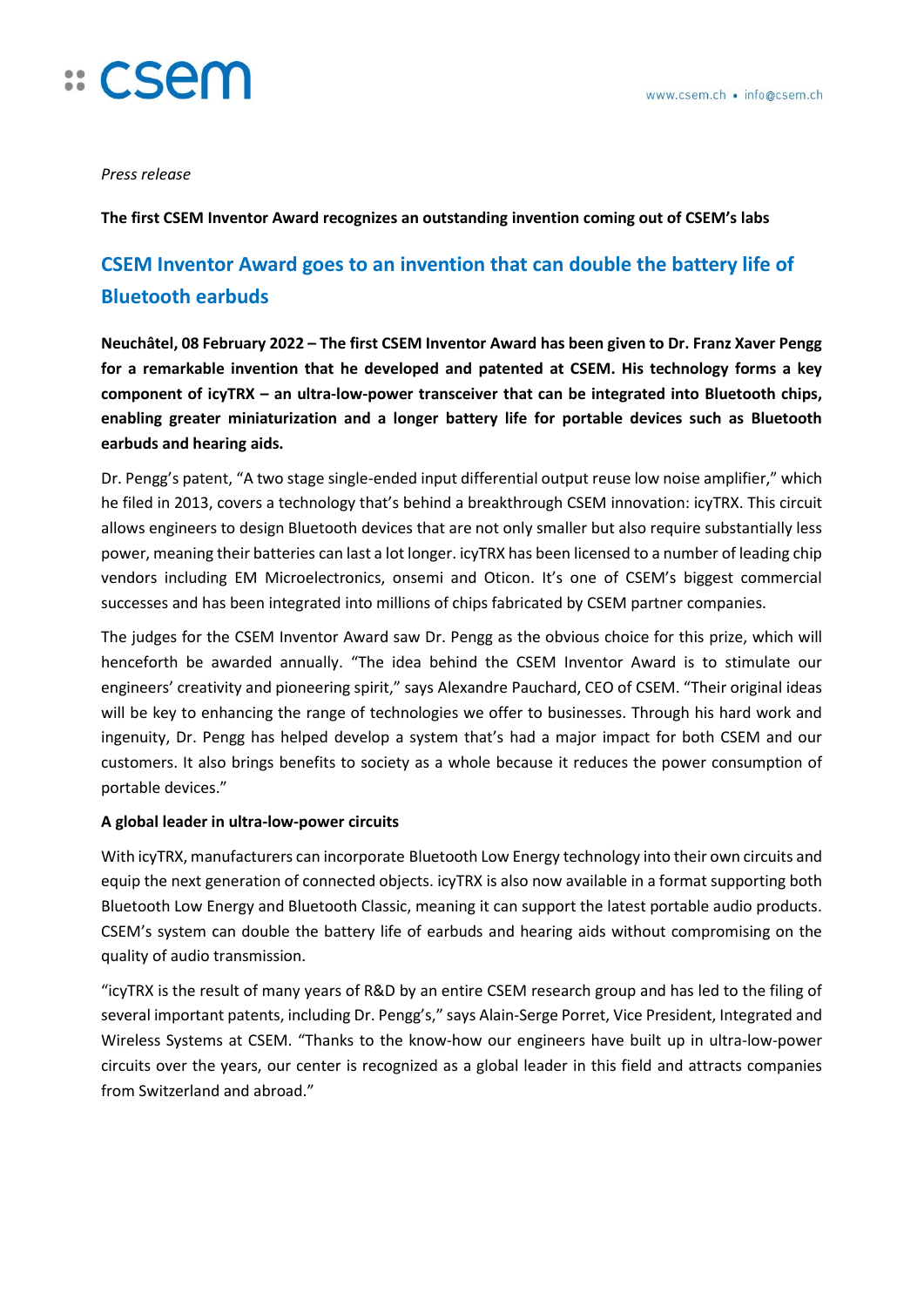*Press release*

**The first CSEM Inventor Award recognizes an outstanding invention coming out of CSEM's labs**

# CSEM Inventor Award goes to an invention that can double the battery life of Bluetooth earbuds

**Neuchâtel, 08 February 2022 – The first CSEM Inventor Award has been given to Dr. Franz Xaver Pengg for a remarkable invention that he developed and patented at CSEM. His technology forms a key component of icyTRX – an ultra-low-power transceiver that can be integrated into Bluetooth chips, enabling greater miniaturization and a longer battery life for portable devices such as Bluetooth earbuds and hearing aids.**

Dr. Pengg's patent, "A two stage single-ended input differential output reuse low noise amplifier," which he filed in 2013, covers a technology that's behind a breakthrough CSEM innovation: icyTRX. This circuit allows engineers to design Bluetooth devices that are not only smaller but also require substantially less power, meaning their batteries can last a lot longer. icyTRX has been licensed to a number of leading chip vendors including EM Microelectronics, onsemi and Oticon. It's one of CSEM's biggest commercial successes and has been integrated into millions of chips fabricated by CSEM partner companies.

The judges for the CSEM Inventor Award saw Dr. Pengg as the obvious choice for this prize, which will henceforth be awarded annually. "The idea behind the CSEM Inventor Award is to stimulate our engineers' creativity and pioneering spirit," says Alexandre Pauchard, CEO of CSEM. "Their original ideas will be key to enhancing the range of technologies we offer to businesses. Through his hard work and ingenuity, Dr. Pengg has helped develop a system that's had a major impact for both CSEM and our customers. It also brings benefits to society as a whole because it reduces the power consumption of portable devices."

**A global leader in ultra-low-power circuits**

With icyTRX, manufacturers can incorporate Bluetooth Low Energy technology into their own circuits and equip the next generation of connected objects. icyTRX is also now available in a format supporting both Bluetooth Low Energy and Bluetooth Classic, meaning it can support the latest portable audio products. CSEM's system can double the battery life of earbuds and hearing aids without compromising on the quality of audio transmission.

"icyTRX is the result of many years of R&D by an entire CSEM research group and has led to the filing of several important patents, including Dr. Pengg's," says Alain-Serge Porret, Vice President, Integrated and Wireless Systems at CSEM. "Thanks to the know-how our engineers have built up in ultra-low-power circuits over the years, our center is recognized as a global leader in this field and attracts companies from Switzerland and abroad."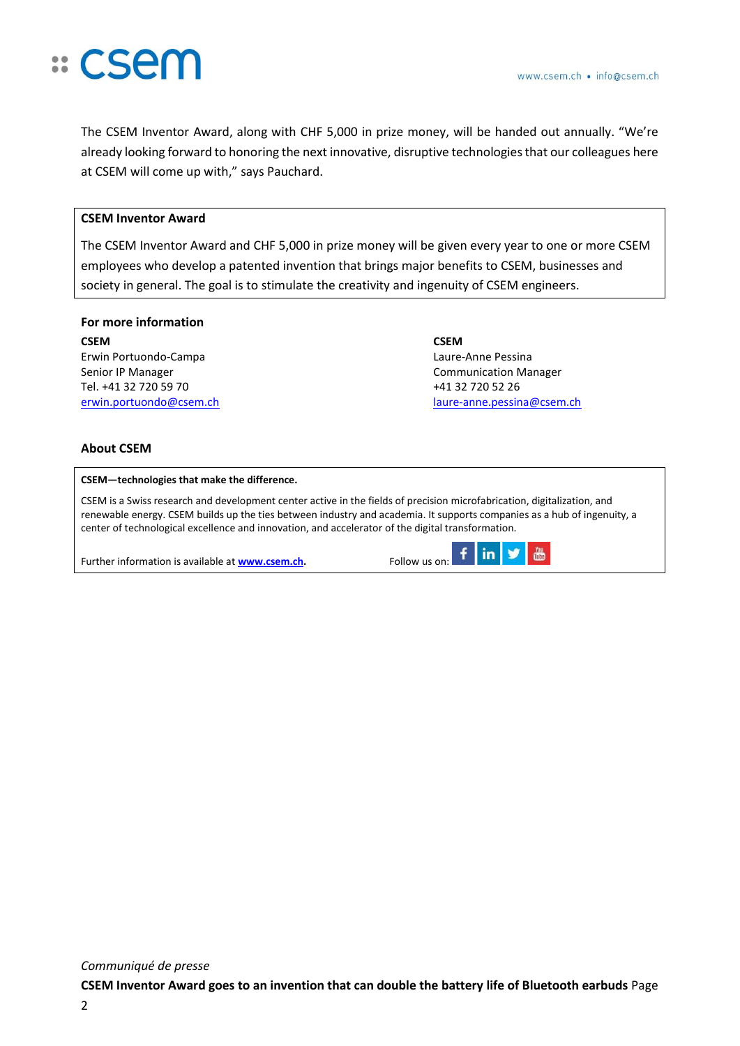The CSEM Inventor Award, along with CHF 5,000 in prize money, will be handed out annually. "We're already looking forward to honoring the next innovative, disruptive technologies that our colleagues here at CSEM will come up with," says Pauchard.

**CSEM Inventor Award**

The CSEM Inventor Award and CHF 5,000 in prize money will be given every year to one or more CSEM employees who develop a patented invention that brings major benefits to CSEM, businesses and society in general. The goal is to stimulate the creativity and ingenuity of CSEM engineers.

**For more information**

**CSEM**
Erwin Portuondo-Campa
Senior IP Manager
Tel. +41 32 720 59 70
erwin.portuondo@csem.ch

**CSEM**
Laure-Anne Pessina
Communication Manager
+41 32 720 52 26
laure-anne.pessina@csem.ch

**About CSEM**

**CSEM—technologies that make the difference.**

CSEM is a Swiss research and development center active in the fields of precision microfabrication, digitalization, and renewable energy. CSEM builds up the ties between industry and academia. It supports companies as a hub of ingenuity, a center of technological excellence and innovation, and accelerator of the digital transformation.

Further information is available at **www.csem.ch**.

Follow us on:

*Communiqué de presse*

**CSEM Inventor Award goes to an invention that can double the battery life of Bluetooth earbuds**